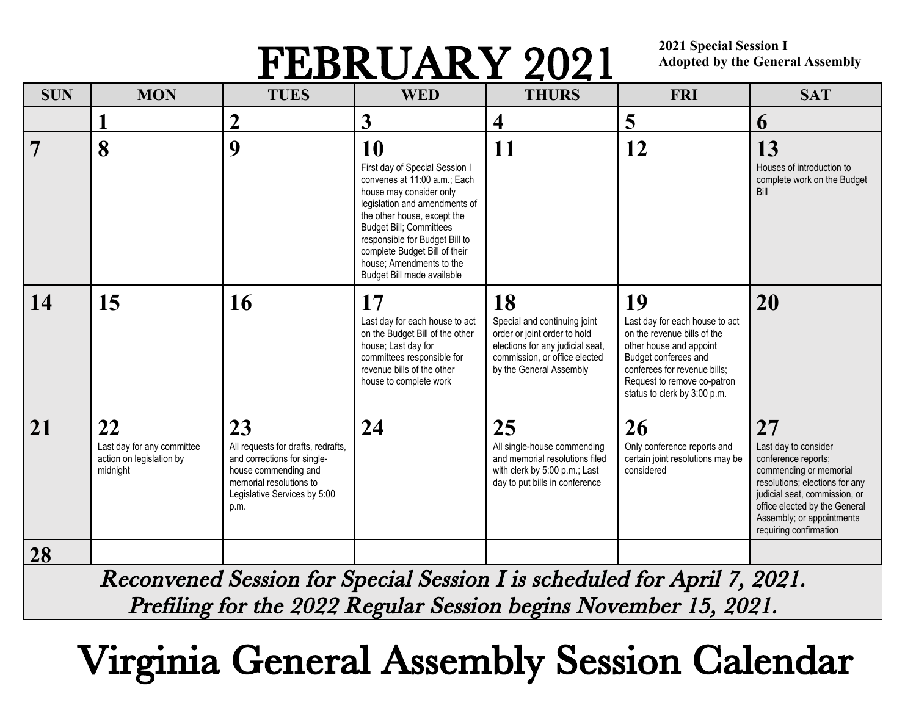# FEBRUARY 2021

**2021 Special Session I**
**Adopted by the General Assembly**

| SUN | MON | TUES | WED | THURS | FRI | SAT |
| --- | --- | --- | --- | --- | --- | --- |
| | **1** | **2** | **3** | **4** | **5** | **6** |
| **7** | **8** | **9** | **10** First day of Special Session I convenes at 11:00 a.m.; Each house may consider only legislation and amendments of the other house, except the Budget Bill; Committees responsible for Budget Bill to complete Budget Bill of their house; Amendments to the Budget Bill made available | **11** | **12** | **13** Houses of introduction to complete work on the Budget Bill |
| **14** | **15** | **16** | **17** Last day for each house to act on the Budget Bill of the other house; Last day for committees responsible for revenue bills of the other house to complete work | **18** Special and continuing joint order or joint order to hold elections for any judicial seat, commission, or office elected by the General Assembly | **19** Last day for each house to act on the revenue bills of the other house and appoint Budget conferees and conferees for revenue bills; Request to remove co-patron status to clerk by 3:00 p.m. | **20** |
| **21** | **22** Last day for any committee action on legislation by midnight | **23** All requests for drafts, redrafts, and corrections for single-house commending and memorial resolutions to Legislative Services by 5:00 p.m. | **24** | **25** All single-house commending and memorial resolutions filed with clerk by 5:00 p.m.; Last day to put bills in conference | **26** Only conference reports and certain joint resolutions may be considered | **27** Last day to consider conference reports; commending or memorial resolutions; elections for any judicial seat, commission, or office elected by the General Assembly; or appointments requiring confirmation |
| **28** | | | | | | |

*Reconvened Session for Special Session I is scheduled for April 7, 2021.*
*Prefiling for the 2022 Regular Session begins November 15, 2021.*

# Virginia General Assembly Session Calendar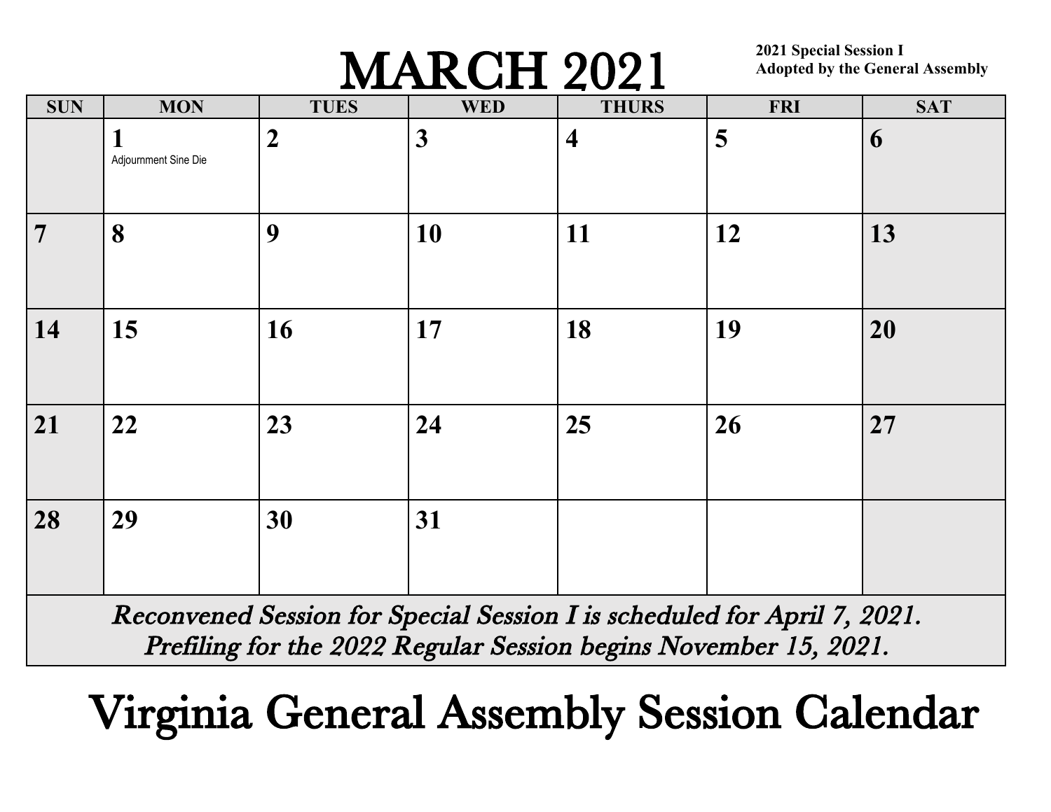# MARCH 2021

**2021 Special Session I**
**Adopted by the General Assembly**

| SUN | MON | TUES | WED | THURS | FRI | SAT |
|---|---|---|---|---|---|---|
| | 1 Adjournment Sine Die | 2 | 3 | 4 | 5 | 6 |
| 7 | 8 | 9 | 10 | 11 | 12 | 13 |
| 14 | 15 | 16 | 17 | 18 | 19 | 20 |
| 21 | 22 | 23 | 24 | 25 | 26 | 27 |
| 28 | 29 | 30 | 31 | | | |

*Reconvened Session for Special Session I is scheduled for April 7, 2021.*
*Prefiling for the 2022 Regular Session begins November 15, 2021.*

# Virginia General Assembly Session Calendar